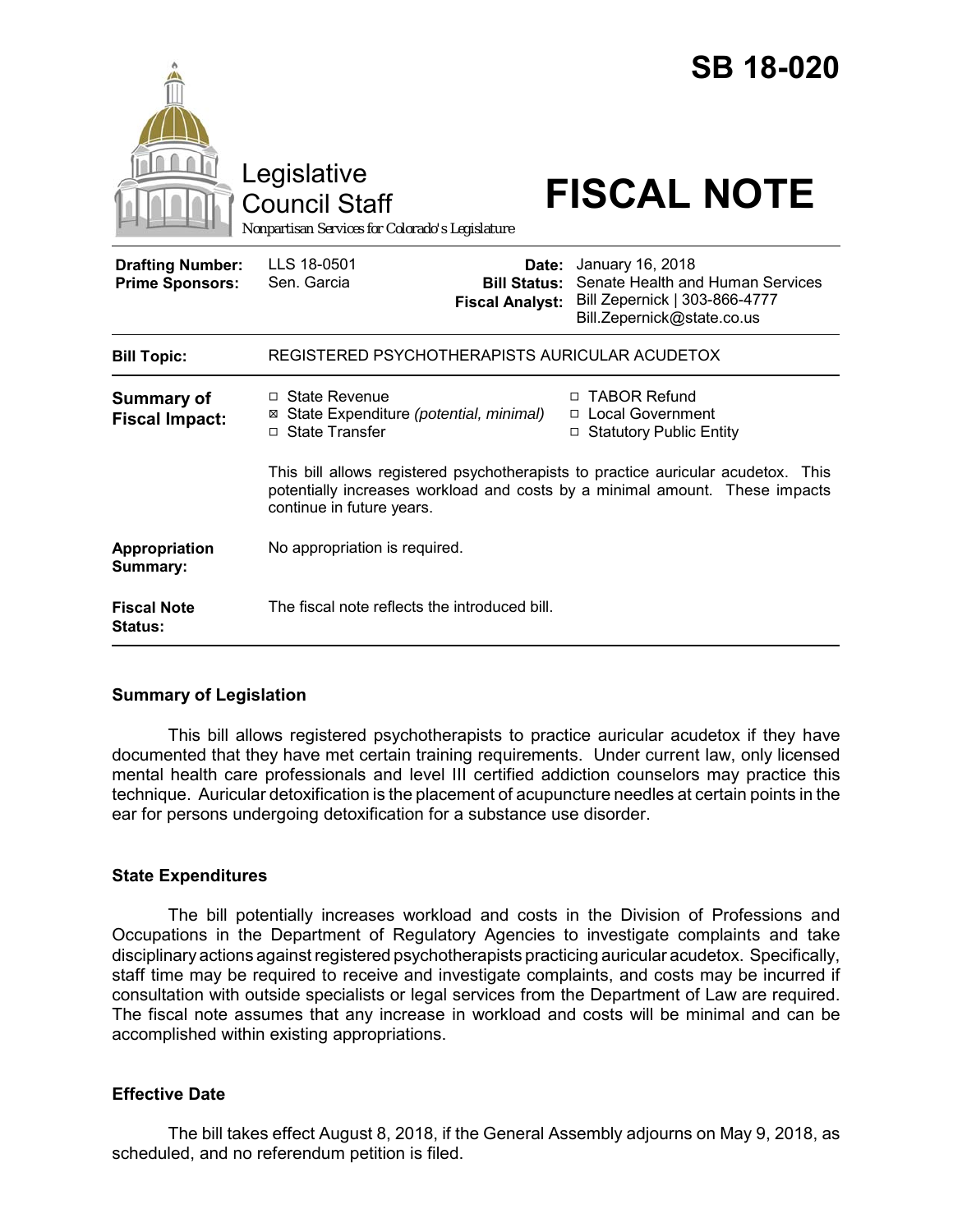# SB 18-020

Legislative Council Staff

*Nonpartisan Services for Colorado's Legislature*

# FISCAL NOTE

| | | | |
|---|---|---|---|
| **Drafting Number:** | LLS 18-0501 | **Date:** | January 16, 2018 |
| **Prime Sponsors:** | Sen. Garcia | **Bill Status:** | Senate Health and Human Services |
| | | **Fiscal Analyst:** | Bill Zepernick \| 303-866-4777 Bill.Zepernick@state.co.us |

| | |
|---|---|
| **Bill Topic:** | REGISTERED PSYCHOTHERAPISTS AURICULAR ACUDETOX |
| **Summary of Fiscal Impact:** | ☐ State Revenue<br>☒ State Expenditure *(potential, minimal)*<br>☐ State Transfer<br>☐ TABOR Refund<br>☐ Local Government<br>☐ Statutory Public Entity<br><br>This bill allows registered psychotherapists to practice auricular acudetox. This potentially increases workload and costs by a minimal amount. These impacts continue in future years. |
| **Appropriation Summary:** | No appropriation is required. |
| **Fiscal Note Status:** | The fiscal note reflects the introduced bill. |

## Summary of Legislation

This bill allows registered psychotherapists to practice auricular acudetox if they have documented that they have met certain training requirements. Under current law, only licensed mental health care professionals and level III certified addiction counselors may practice this technique. Auricular detoxification is the placement of acupuncture needles at certain points in the ear for persons undergoing detoxification for a substance use disorder.

## State Expenditures

The bill potentially increases workload and costs in the Division of Professions and Occupations in the Department of Regulatory Agencies to investigate complaints and take disciplinary actions against registered psychotherapists practicing auricular acudetox. Specifically, staff time may be required to receive and investigate complaints, and costs may be incurred if consultation with outside specialists or legal services from the Department of Law are required. The fiscal note assumes that any increase in workload and costs will be minimal and can be accomplished within existing appropriations.

## Effective Date

The bill takes effect August 8, 2018, if the General Assembly adjourns on May 9, 2018, as scheduled, and no referendum petition is filed.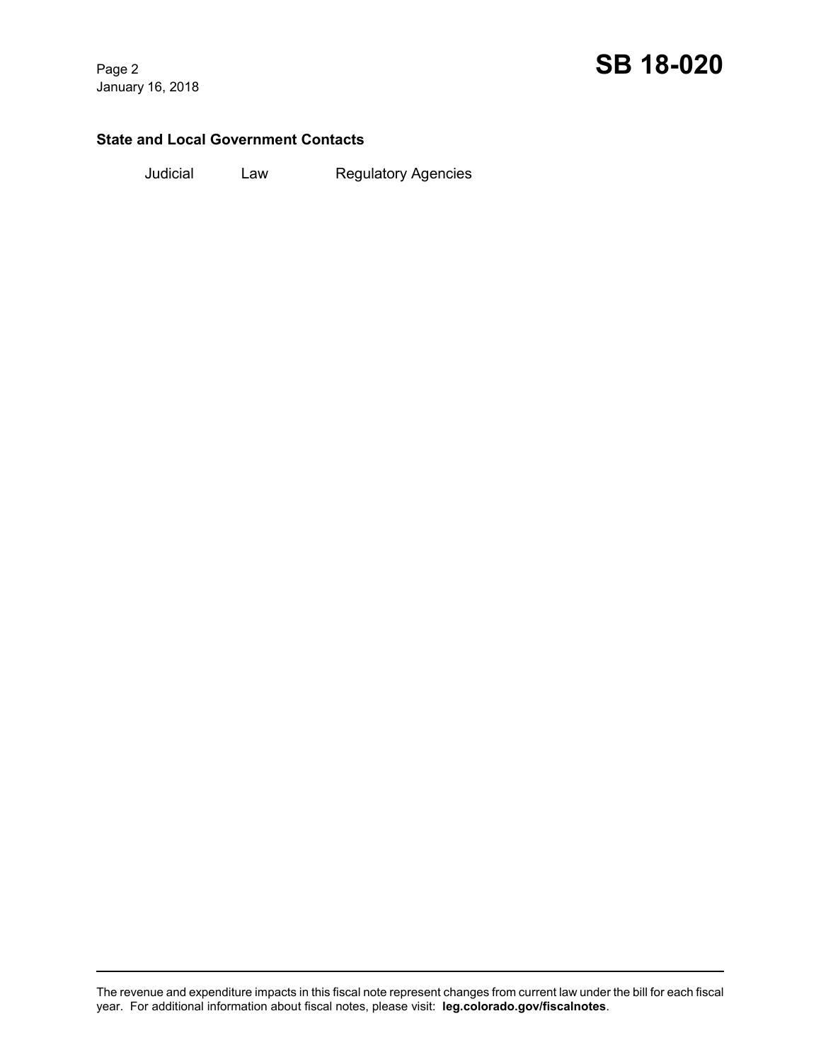### State and Local Government Contacts

| | | |
|---|---|---|
| Judicial | Law | Regulatory Agencies |

The revenue and expenditure impacts in this fiscal note represent changes from current law under the bill for each fiscal year. For additional information about fiscal notes, please visit: **leg.colorado.gov/fiscalnotes**.